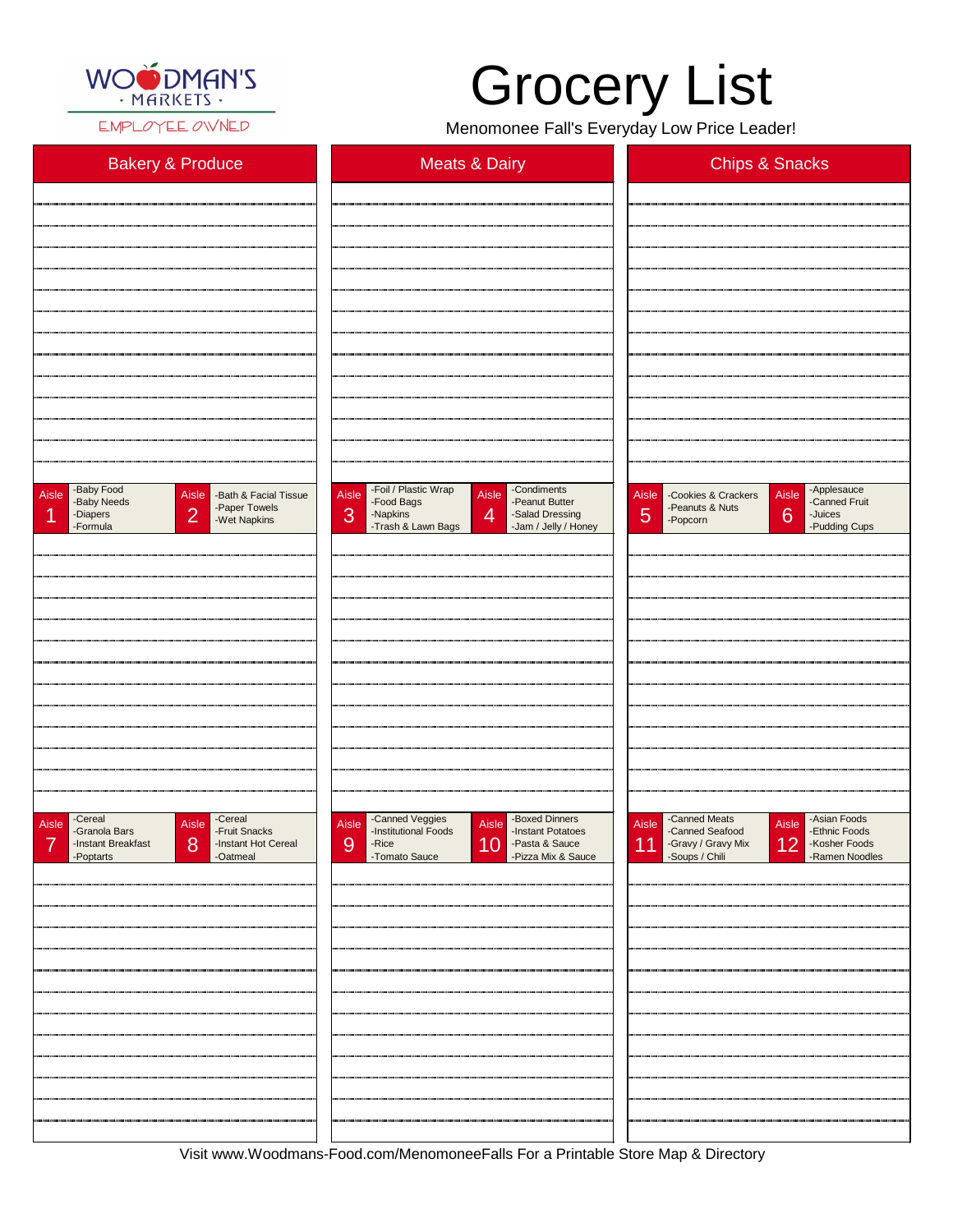WOODMAN'S · MARKETS ·
EMPLOYEE OWNED

# Grocery List

Menomonee Fall's Everyday Low Price Leader!

| Bakery & Produce | Meats & Dairy | Chips & Snacks |
|---|---|---|

| Aisle | Items |
|---|---|
| Aisle 1 | -Baby Food<br>-Baby Needs<br>-Diapers<br>-Formula |
| Aisle 2 | -Bath & Facial Tissue<br>-Paper Towels<br>-Wet Napkins |
| Aisle 3 | -Foil / Plastic Wrap<br>-Food Bags<br>-Napkins<br>-Trash & Lawn Bags |
| Aisle 4 | -Condiments<br>-Peanut Butter<br>-Salad Dressing<br>-Jam / Jelly / Honey |
| Aisle 5 | -Cookies & Crackers<br>-Peanuts & Nuts<br>-Popcorn |
| Aisle 6 | -Applesauce<br>-Canned Fruit<br>-Juices<br>-Pudding Cups |
| Aisle 7 | -Cereal<br>-Granola Bars<br>-Instant Breakfast<br>-Poptarts |
| Aisle 8 | -Cereal<br>-Fruit Snacks<br>-Instant Hot Cereal<br>-Oatmeal |
| Aisle 9 | -Canned Veggies<br>-Institutional Foods<br>-Rice<br>-Tomato Sauce |
| Aisle 10 | -Boxed Dinners<br>-Instant Potatoes<br>-Pasta & Sauce<br>-Pizza Mix & Sauce |
| Aisle 11 | -Canned Meats<br>-Canned Seafood<br>-Gravy / Gravy Mix<br>-Soups / Chili |
| Aisle 12 | -Asian Foods<br>-Ethnic Foods<br>-Kosher Foods<br>-Ramen Noodles |

Visit www.Woodmans-Food.com/MenomoneeFalls For a Printable Store Map & Directory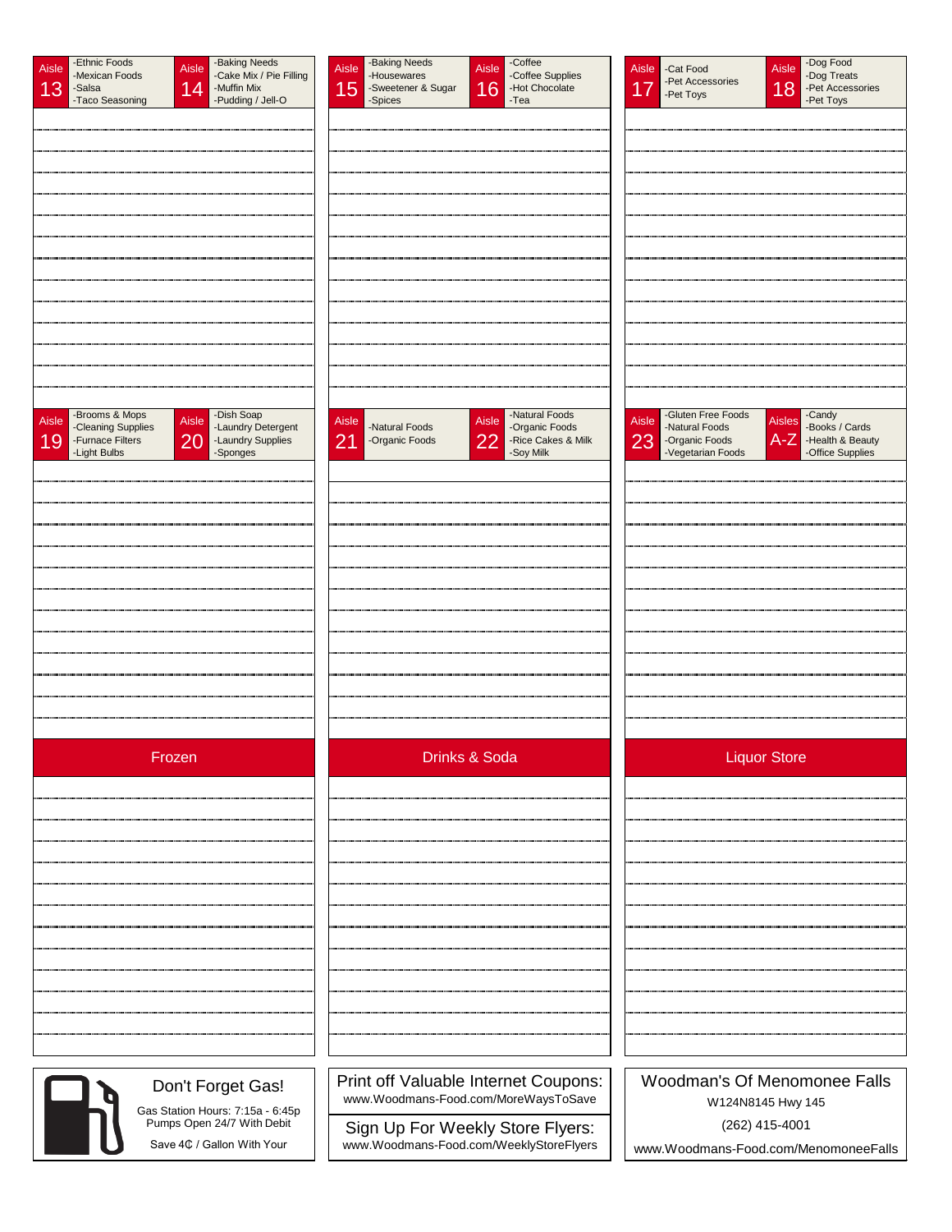**Aisle 13**
- Ethnic Foods
- Mexican Foods
- Salsa
- Taco Seasoning

**Aisle 14**
- Baking Needs
- Cake Mix / Pie Filling
- Muffin Mix
- Pudding / Jell-O

**Aisle 15**
- Baking Needs
- Housewares
- Sweetener & Sugar
- Spices

**Aisle 16**
- Coffee
- Coffee Supplies
- Hot Chocolate
- Tea

**Aisle 17**
- Cat Food
- Pet Accessories
- Pet Toys

**Aisle 18**
- Dog Food
- Dog Treats
- Pet Accessories
- Pet Toys

**Aisle 19**
- Brooms & Mops
- Cleaning Supplies
- Furnace Filters
- Light Bulbs

**Aisle 20**
- Dish Soap
- Laundry Detergent
- Laundry Supplies
- Sponges

**Aisle 21**
- Natural Foods
- Organic Foods

**Aisle 22**
- Natural Foods
- Organic Foods
- Rice Cakes & Milk
- Soy Milk

**Aisle 23**
- Gluten Free Foods
- Natural Foods
- Organic Foods
- Vegetarian Foods

**Aisles A-Z**
- Candy
- Books / Cards
- Health & Beauty
- Office Supplies

**Frozen**

**Drinks & Soda**

**Liquor Store**

Don't Forget Gas!

Gas Station Hours: 7:15a - 6:45p
Pumps Open 24/7 With Debit

Save 4¢ / Gallon With Your

Print off Valuable Internet Coupons:
www.Woodmans-Food.com/MoreWaysToSave

Sign Up For Weekly Store Flyers:
www.Woodmans-Food.com/WeeklyStoreFlyers

Woodman's Of Menomonee Falls
W124N8145 Hwy 145
(262) 415-4001
www.Woodmans-Food.com/MenomoneeFalls